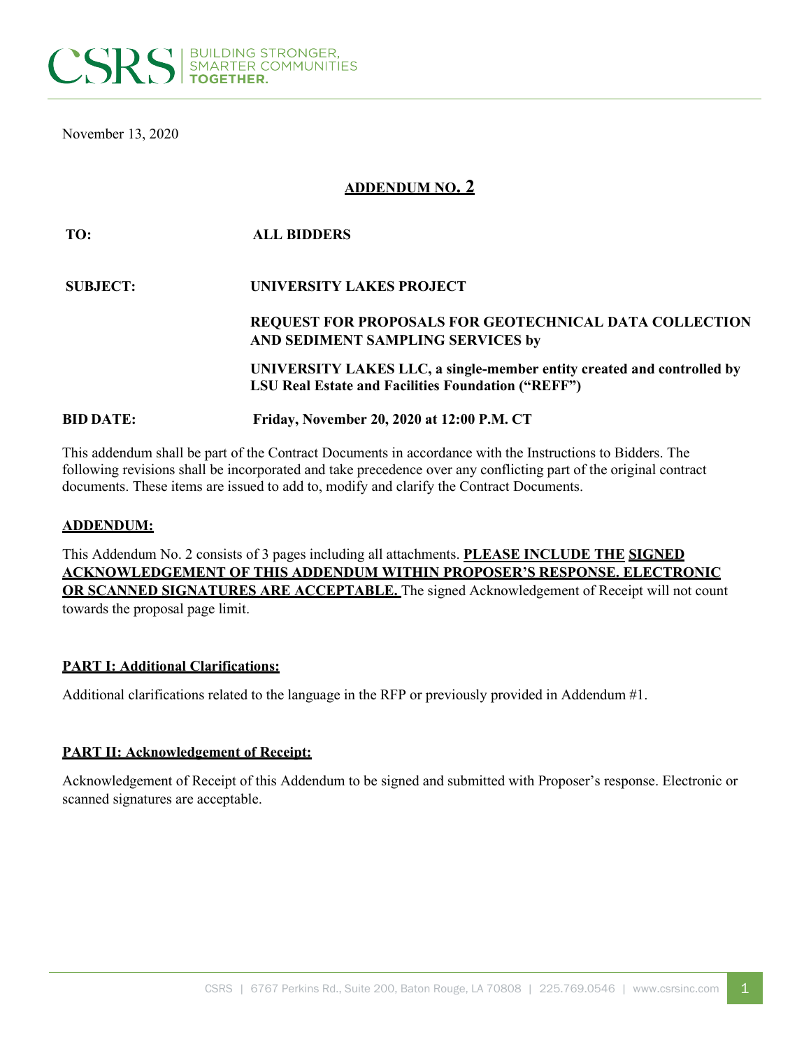November 13, 2020

## ADDENDUM NO. 2

| | |
|---|---|
| **TO:** | **ALL BIDDERS** |
| **SUBJECT:** | **UNIVERSITY LAKES PROJECT** |
| | **REQUEST FOR PROPOSALS FOR GEOTECHNICAL DATA COLLECTION AND SEDIMENT SAMPLING SERVICES by** |
| | **UNIVERSITY LAKES LLC, a single-member entity created and controlled by LSU Real Estate and Facilities Foundation ("REFF")** |
| **BID DATE:** | **Friday, November 20, 2020 at 12:00 P.M. CT** |

This addendum shall be part of the Contract Documents in accordance with the Instructions to Bidders. The following revisions shall be incorporated and take precedence over any conflicting part of the original contract documents. These items are issued to add to, modify and clarify the Contract Documents.

**ADDENDUM:**

This Addendum No. 2 consists of 3 pages including all attachments. **PLEASE INCLUDE THE SIGNED ACKNOWLEDGEMENT OF THIS ADDENDUM WITHIN PROPOSER'S RESPONSE. ELECTRONIC OR SCANNED SIGNATURES ARE ACCEPTABLE.** The signed Acknowledgement of Receipt will not count towards the proposal page limit.

**PART I: Additional Clarifications:**

Additional clarifications related to the language in the RFP or previously provided in Addendum #1.

**PART II: Acknowledgement of Receipt:**

Acknowledgement of Receipt of this Addendum to be signed and submitted with Proposer's response. Electronic or scanned signatures are acceptable.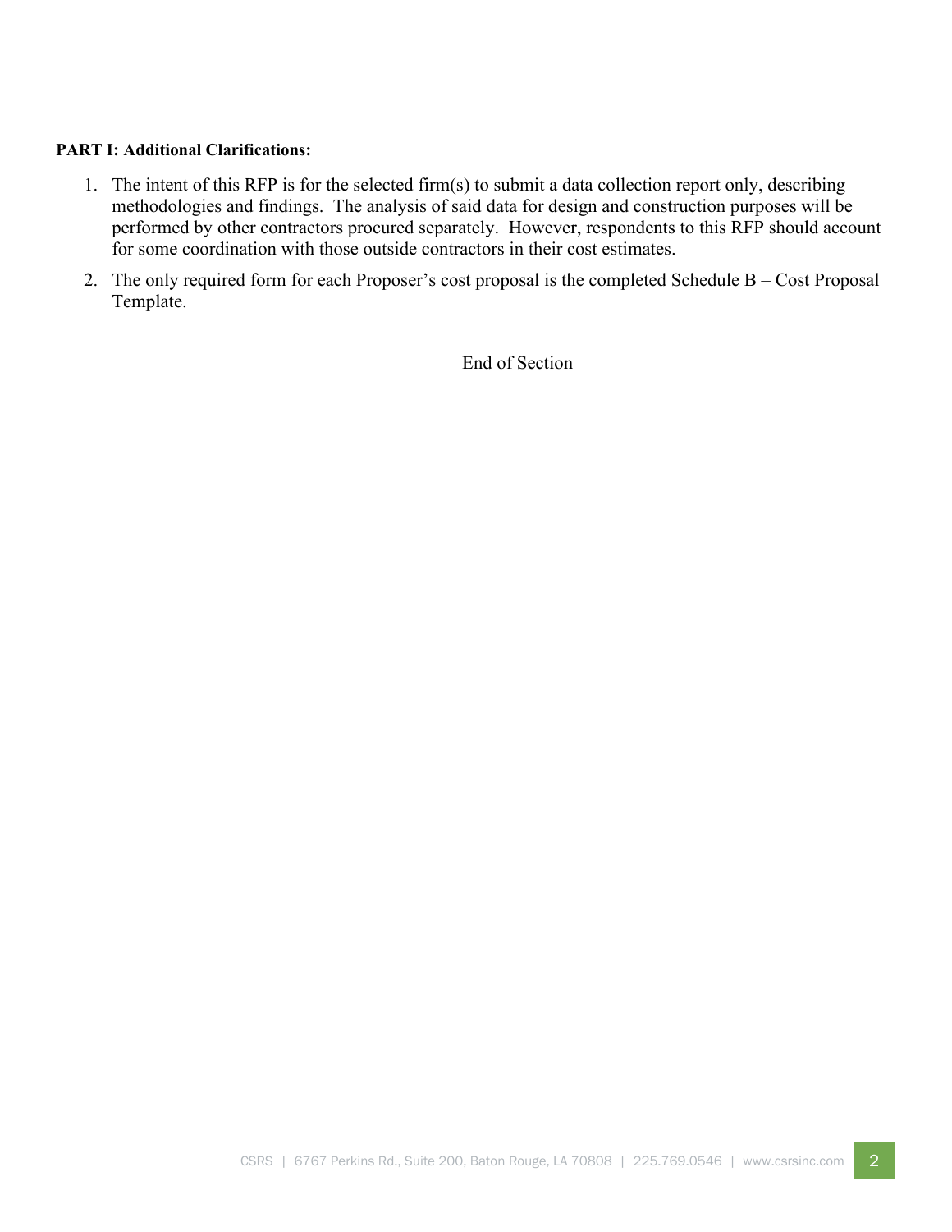**PART I: Additional Clarifications:**

1. The intent of this RFP is for the selected firm(s) to submit a data collection report only, describing methodologies and findings. The analysis of said data for design and construction purposes will be performed by other contractors procured separately. However, respondents to this RFP should account for some coordination with those outside contractors in their cost estimates.
2. The only required form for each Proposer's cost proposal is the completed Schedule B – Cost Proposal Template.

End of Section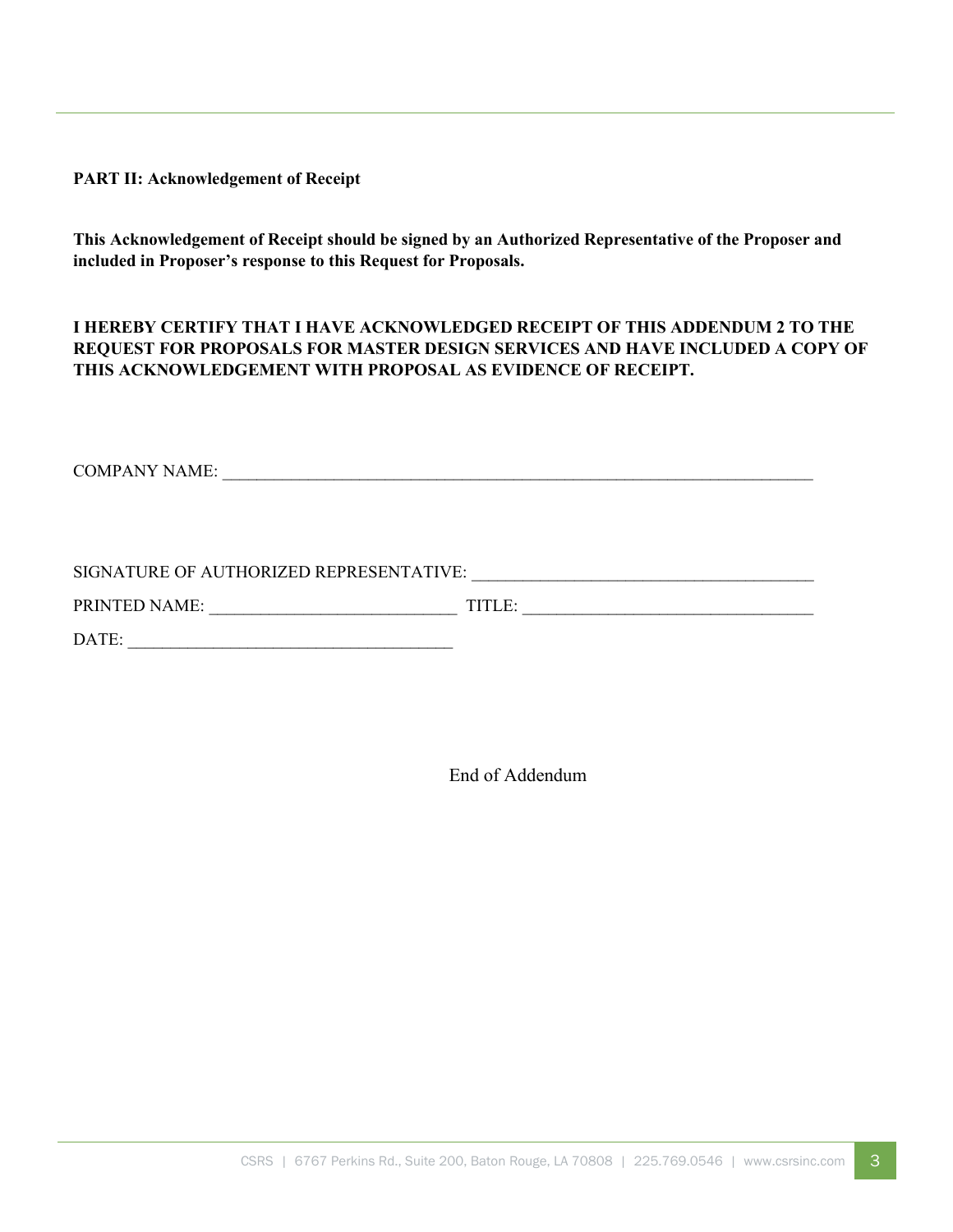**PART II: Acknowledgement of Receipt**

**This Acknowledgement of Receipt should be signed by an Authorized Representative of the Proposer and included in Proposer's response to this Request for Proposals.**

**I HEREBY CERTIFY THAT I HAVE ACKNOWLEDGED RECEIPT OF THIS ADDENDUM 2 TO THE REQUEST FOR PROPOSALS FOR MASTER DESIGN SERVICES AND HAVE INCLUDED A COPY OF THIS ACKNOWLEDGEMENT WITH PROPOSAL AS EVIDENCE OF RECEIPT.**

COMPANY NAME: ___________________________________________________________________________

SIGNATURE OF AUTHORIZED REPRESENTATIVE: ________________________________________

PRINTED NAME: ______________________________ TITLE: ___________________________________

DATE: ______________________________________

End of Addendum